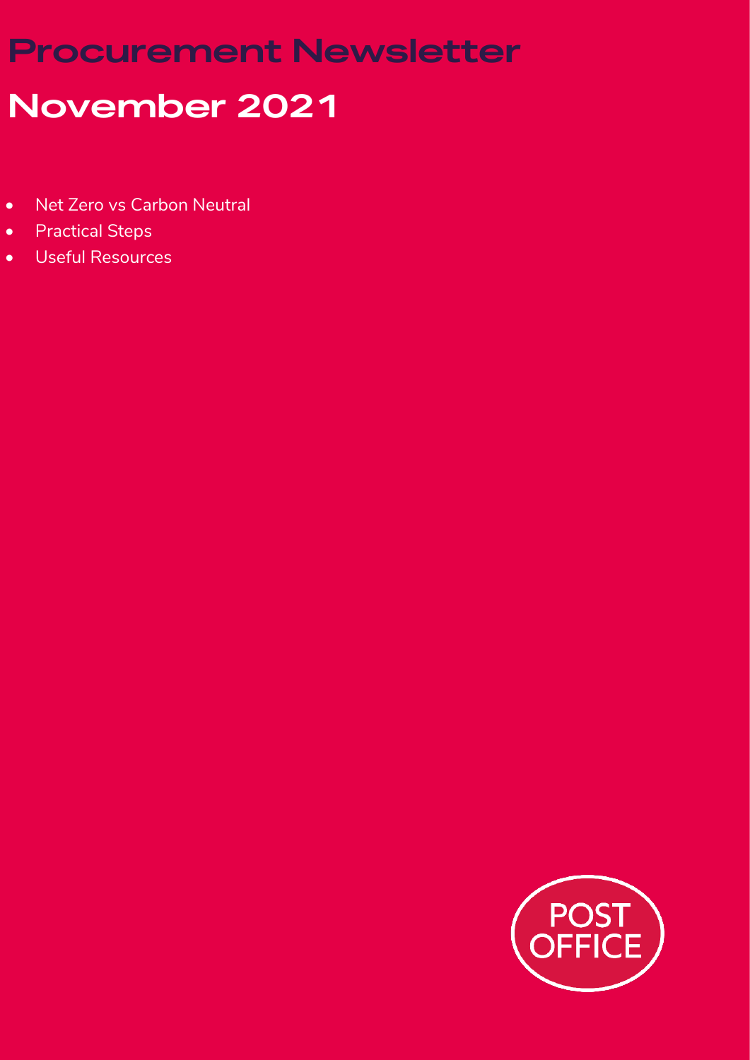# Procurement Newsletter

## November 2021

- Net Zero vs Carbon Neutral
- Practical Steps
- Useful Resources

POST OFFICE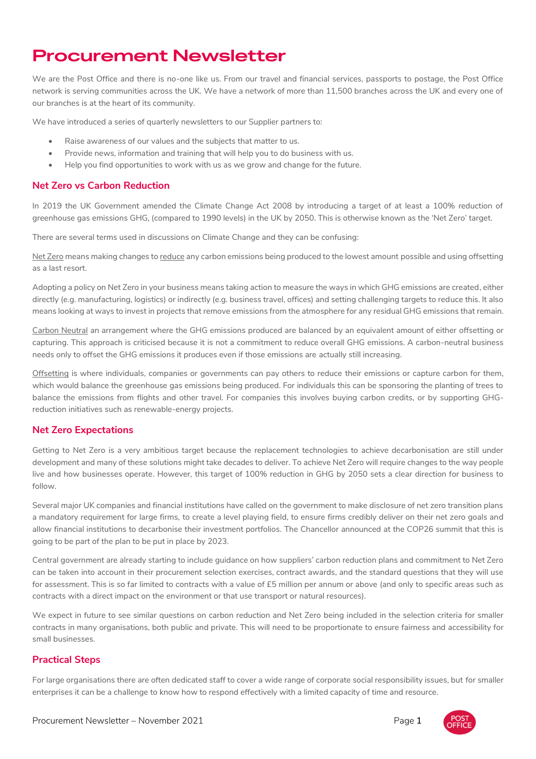# Procurement Newsletter

We are the Post Office and there is no-one like us. From our travel and financial services, passports to postage, the Post Office network is serving communities across the UK. We have a network of more than 11,500 branches across the UK and every one of our branches is at the heart of its community.

We have introduced a series of quarterly newsletters to our Supplier partners to:

- Raise awareness of our values and the subjects that matter to us.
- Provide news, information and training that will help you to do business with us.
- Help you find opportunities to work with us as we grow and change for the future.

## Net Zero vs Carbon Reduction

In 2019 the UK Government amended the Climate Change Act 2008 by introducing a target of at least a 100% reduction of greenhouse gas emissions GHG, (compared to 1990 levels) in the UK by 2050. This is otherwise known as the 'Net Zero' target.

There are several terms used in discussions on Climate Change and they can be confusing:

Net Zero means making changes to reduce any carbon emissions being produced to the lowest amount possible and using offsetting as a last resort.

Adopting a policy on Net Zero in your business means taking action to measure the ways in which GHG emissions are created, either directly (e.g. manufacturing, logistics) or indirectly (e.g. business travel, offices) and setting challenging targets to reduce this. It also means looking at ways to invest in projects that remove emissions from the atmosphere for any residual GHG emissions that remain.

Carbon Neutral an arrangement where the GHG emissions produced are balanced by an equivalent amount of either offsetting or capturing. This approach is criticised because it is not a commitment to reduce overall GHG emissions. A carbon-neutral business needs only to offset the GHG emissions it produces even if those emissions are actually still increasing.

Offsetting is where individuals, companies or governments can pay others to reduce their emissions or capture carbon for them, which would balance the greenhouse gas emissions being produced. For individuals this can be sponsoring the planting of trees to balance the emissions from flights and other travel. For companies this involves buying carbon credits, or by supporting GHG-reduction initiatives such as renewable-energy projects.

## Net Zero Expectations

Getting to Net Zero is a very ambitious target because the replacement technologies to achieve decarbonisation are still under development and many of these solutions might take decades to deliver. To achieve Net Zero will require changes to the way people live and how businesses operate. However, this target of 100% reduction in GHG by 2050 sets a clear direction for business to follow.

Several major UK companies and financial institutions have called on the government to make disclosure of net zero transition plans a mandatory requirement for large firms, to create a level playing field, to ensure firms credibly deliver on their net zero goals and allow financial institutions to decarbonise their investment portfolios. The Chancellor announced at the COP26 summit that this is going to be part of the plan to be put in place by 2023.

Central government are already starting to include guidance on how suppliers' carbon reduction plans and commitment to Net Zero can be taken into account in their procurement selection exercises, contract awards, and the standard questions that they will use for assessment. This is so far limited to contracts with a value of £5 million per annum or above (and only to specific areas such as contracts with a direct impact on the environment or that use transport or natural resources).

We expect in future to see similar questions on carbon reduction and Net Zero being included in the selection criteria for smaller contracts in many organisations, both public and private. This will need to be proportionate to ensure fairness and accessibility for small businesses.

## Practical Steps

For large organisations there are often dedicated staff to cover a wide range of corporate social responsibility issues, but for smaller enterprises it can be a challenge to know how to respond effectively with a limited capacity of time and resource.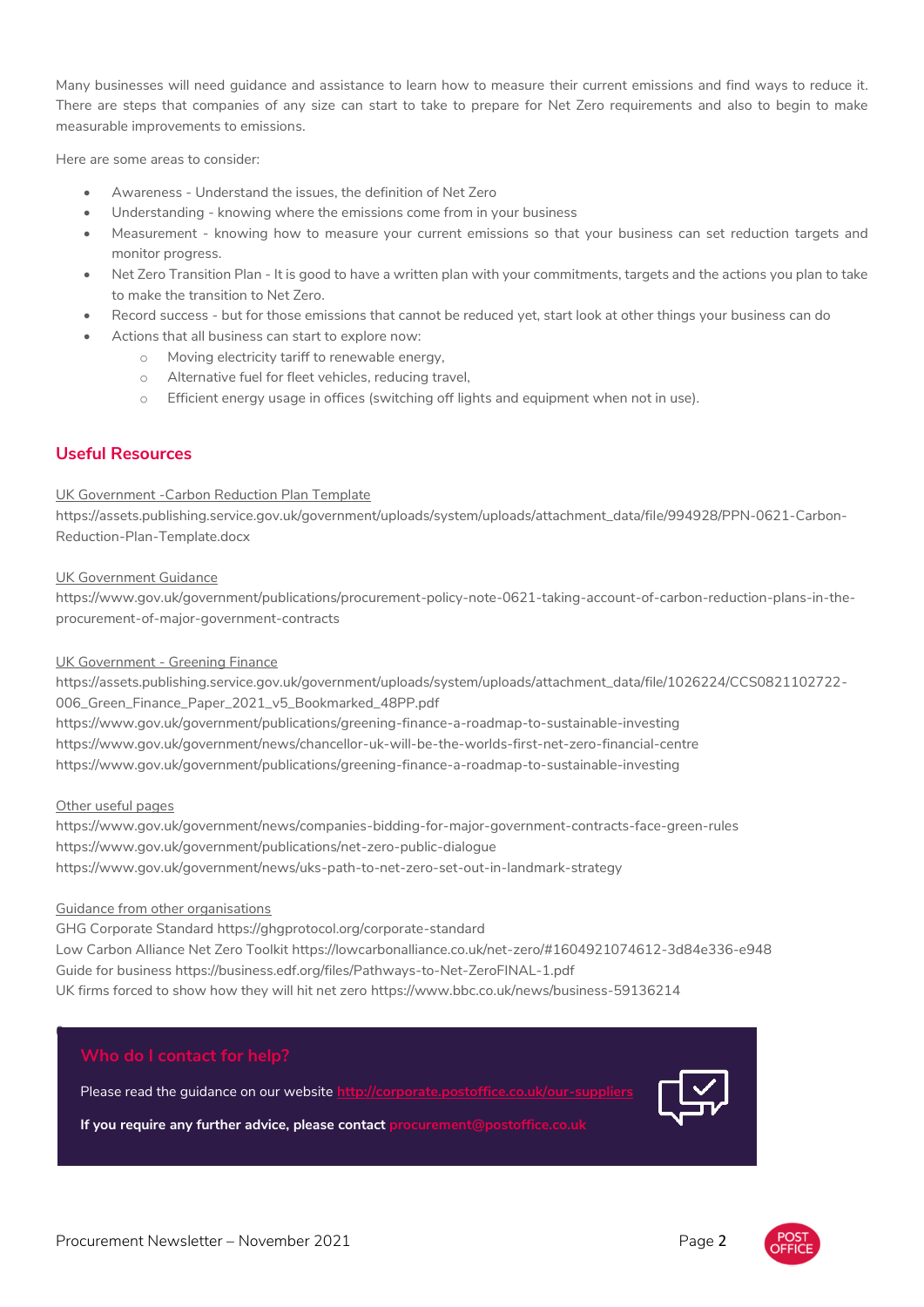Many businesses will need guidance and assistance to learn how to measure their current emissions and find ways to reduce it. There are steps that companies of any size can start to take to prepare for Net Zero requirements and also to begin to make measurable improvements to emissions.

Here are some areas to consider:

- Awareness - Understand the issues, the definition of Net Zero
- Understanding - knowing where the emissions come from in your business
- Measurement - knowing how to measure your current emissions so that your business can set reduction targets and monitor progress.
- Net Zero Transition Plan - It is good to have a written plan with your commitments, targets and the actions you plan to take to make the transition to Net Zero.
- Record success - but for those emissions that cannot be reduced yet, start look at other things your business can do
- Actions that all business can start to explore now:
  - Moving electricity tariff to renewable energy,
  - Alternative fuel for fleet vehicles, reducing travel,
  - Efficient energy usage in offices (switching off lights and equipment when not in use).

## Useful Resources

UK Government -Carbon Reduction Plan Template
https://assets.publishing.service.gov.uk/government/uploads/system/uploads/attachment_data/file/994928/PPN-0621-Carbon-Reduction-Plan-Template.docx

UK Government Guidance
https://www.gov.uk/government/publications/procurement-policy-note-0621-taking-account-of-carbon-reduction-plans-in-the-procurement-of-major-government-contracts

UK Government - Greening Finance
https://assets.publishing.service.gov.uk/government/uploads/system/uploads/attachment_data/file/1026224/CCS0821102722-006_Green_Finance_Paper_2021_v5_Bookmarked_48PP.pdf
https://www.gov.uk/government/publications/greening-finance-a-roadmap-to-sustainable-investing
https://www.gov.uk/government/news/chancellor-uk-will-be-the-worlds-first-net-zero-financial-centre
https://www.gov.uk/government/publications/greening-finance-a-roadmap-to-sustainable-investing

Other useful pages
https://www.gov.uk/government/news/companies-bidding-for-major-government-contracts-face-green-rules
https://www.gov.uk/government/publications/net-zero-public-dialogue
https://www.gov.uk/government/news/uks-path-to-net-zero-set-out-in-landmark-strategy

Guidance from other organisations
GHG Corporate Standard https://ghgprotocol.org/corporate-standard
Low Carbon Alliance Net Zero Toolkit https://lowcarbonalliance.co.uk/net-zero/#1604921074612-3d84e336-e948
Guide for business https://business.edf.org/files/Pathways-to-Net-ZeroFINAL-1.pdf
UK firms forced to show how they will hit net zero https://www.bbc.co.uk/news/business-59136214

### Who do I contact for help?

Please read the guidance on our website http://corporate.postoffice.co.uk/our-suppliers

**If you require any further advice, please contact** procurement@postoffice.co.uk